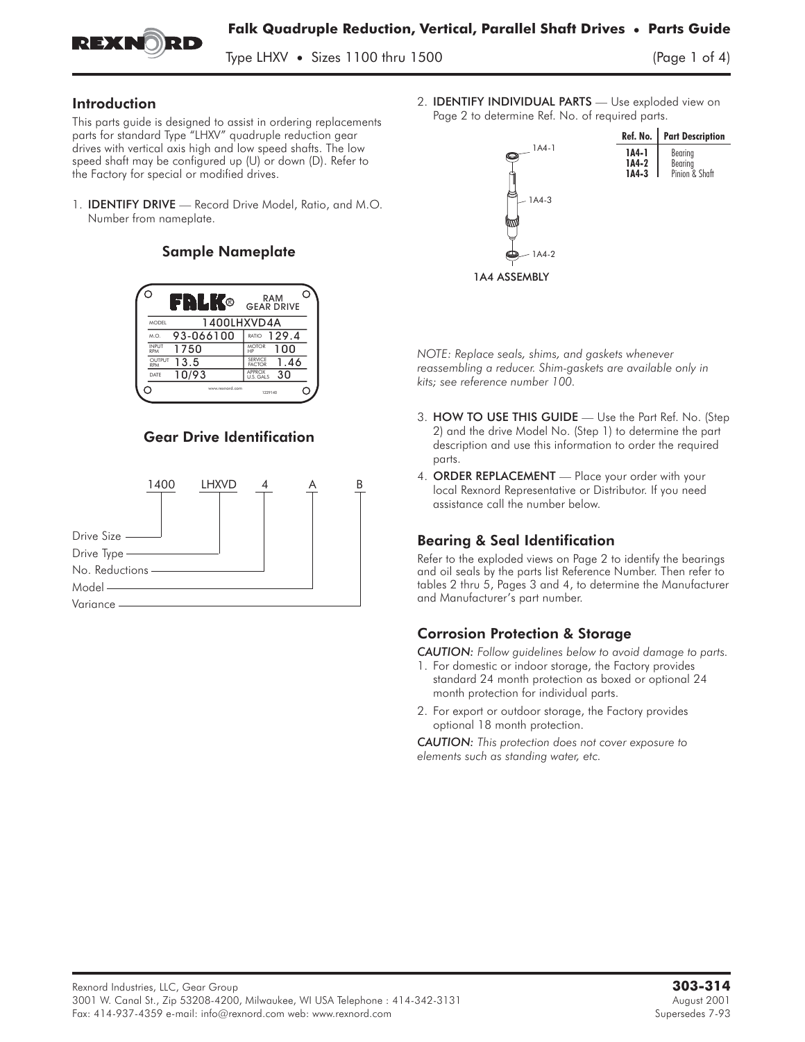# Falk Quadruple Reduction, Vertical, Parallel Shaft Drives • Parts Guide

Type LHXV • Sizes 1100 thru 1500

## Introduction

This parts guide is designed to assist in ordering replacements parts for standard Type "LHXV" quadruple reduction gear drives with vertical axis high and low speed shafts. The low speed shaft may be configured up (U) or down (D). Refer to the Factory for special or modified drives.

1. **IDENTIFY DRIVE** — Record Drive Model, Ratio, and M.O. Number from nameplate.

### Sample Nameplate

| | | | |
|---|---|---|---|
| MODEL | 1400LHXVD4A | | |
| M.O. | 93-066100 | RATIO | 129.4 |
| INPUT RPM | 1750 | MOTOR HP | 100 |
| OUTPUT RPM | 13.5 | SERVICE FACTOR | 1.46 |
| DATE | 10/93 | APPROX U.S. GALS | 30 |

### Gear Drive Identification

1400 LHXVD 4 A B

- Drive Size — 1400
- Drive Type — LHXVD
- No. Reductions — 4
- Model — A
- Variance — B

2. **IDENTIFY INDIVIDUAL PARTS** — Use exploded view on Page 2 to determine Ref. No. of required parts.

1A4 ASSEMBLY

| Ref. No. | Part Description |
|---|---|
| 1A4-1 | Bearing |
| 1A4-2 | Bearing |
| 1A4-3 | Pinion & Shaft |

*NOTE: Replace seals, shims, and gaskets whenever reassembling a reducer. Shim-gaskets are available only in kits; see reference number 100.*

3. **HOW TO USE THIS GUIDE** — Use the Part Ref. No. (Step 2) and the drive Model No. (Step 1) to determine the part description and use this information to order the required parts.
4. **ORDER REPLACEMENT** — Place your order with your local Rexnord Representative or Distributor. If you need assistance call the number below.

## Bearing & Seal Identification

Refer to the exploded views on Page 2 to identify the bearings and oil seals by the parts list Reference Number. Then refer to tables 2 thru 5, Pages 3 and 4, to determine the Manufacturer and Manufacturer's part number.

## Corrosion Protection & Storage

*CAUTION: Follow guidelines below to avoid damage to parts.*

1. For domestic or indoor storage, the Factory provides standard 24 month protection as boxed or optional 24 month protection for individual parts.
2. For export or outdoor storage, the Factory provides optional 18 month protection.

*CAUTION: This protection does not cover exposure to elements such as standing water, etc.*

Rexnord Industries, LLC, Gear Group
3001 W. Canal St., Zip 53208-4200, Milwaukee, WI USA Telephone : 414-342-3131
Fax: 414-937-4359 e-mail: info@rexnord.com web: www.rexnord.com

**303-314**
August 2001
Supersedes 7-93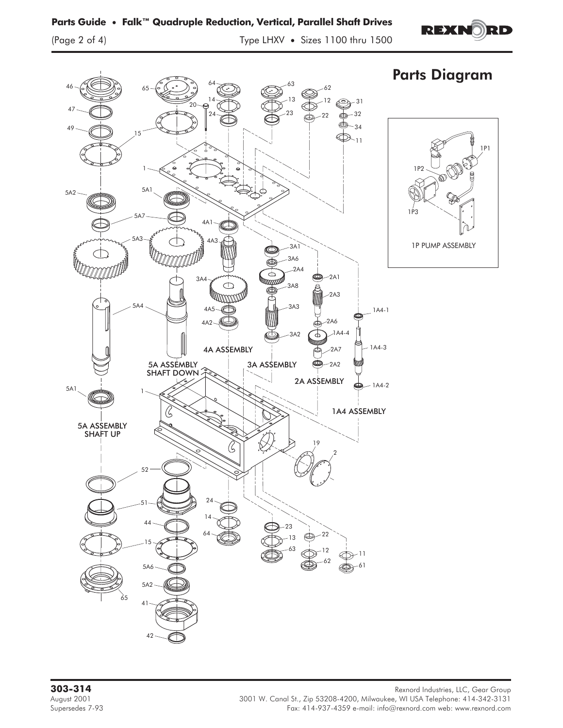# Parts Diagram

1P PUMP ASSEMBLY

5A ASSEMBLY SHAFT DOWN

5A ASSEMBLY SHAFT UP

4A ASSEMBLY

3A ASSEMBLY

2A ASSEMBLY

1A4 ASSEMBLY

**303-314**
August 2001
Supersedes 7-93

Rexnord Industries, LLC, Gear Group
3001 W. Canal St., Zip 53208-4200, Milwaukee, WI USA Telephone: 414-342-3131
Fax: 414-937-4359 e-mail: info@rexnord.com web: www.rexnord.com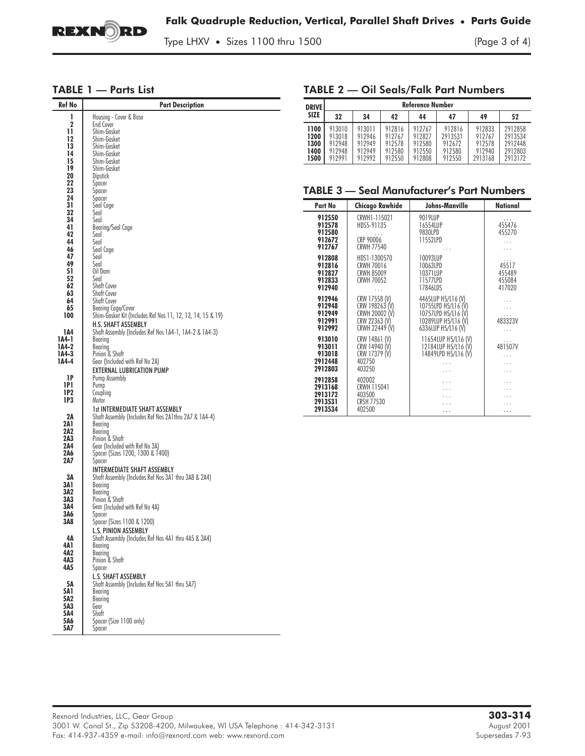## TABLE 1 — Parts List

| Ref No | Part Description |
|---|---|
| 1 | Housing - Cover & Base |
| 2 | End Cover |
| 11 | Shim-Gasket |
| 12 | Shim-Gasket |
| 13 | Shim-Gasket |
| 14 | Shim-Gasket |
| 15 | Shim-Gasket |
| 19 | Shim-Gasket |
| 20 | Dipstick |
| 22 | Spacer |
| 23 | Spacer |
| 24 | Spacer |
| 31 | Seal Cage |
| 32 | Seal |
| 34 | Seal |
| 41 | Bearing/Seal Cage |
| 42 | Seal |
| 44 | Seal |
| 46 | Seal Cage |
| 47 | Seal |
| 49 | Seal |
| 51 | Oil Dam |
| 52 | Seal |
| 62 | Shaft Cover |
| 63 | Shaft Cover |
| 64 | Shaft Cover |
| 65 | Bearing Cage/Cover |
| 100 | Shim-Gasket Kit (Includes Ref Nos 11, 12, 13, 14, 15 & 19) |
| | **H.S. SHAFT ASSEMBLY** |
| 1A4 | Shaft Assembly (Includes Ref Nos 1A4-1, 1A4-2 & 1A4-3) |
| 1A4-1 | Bearing |
| 1A4-2 | Bearing |
| 1A4-3 | Pinion & Shaft |
| 1A4-4 | Gear (Included with Ref No 2A) |
| | **EXTERNAL LUBRICATION PUMP** |
| 1P | Pump Assembly |
| 1P1 | Pump |
| 1P2 | Coupling |
| 1P3 | Motor |
| | **1st INTERMEDIATE SHAFT ASSEMBLY** |
| 2A | Shaft Assembly (Includes Ref Nos 2A1thru 2A7 & 1A4-4) |
| 2A1 | Bearing |
| 2A2 | Bearing |
| 2A3 | Pinion & Shaft |
| 2A4 | Gear (Included with Ref No 3A) |
| 2A6 | Spacer (Sizes 1200, 1300 & 1400) |
| 2A7 | Spacer |
| | **INTERMEDIATE SHAFT ASSEMBLY** |
| 3A | Shaft Assembly (Includes Ref Nos 3A1 thru 3A8 & 2A4) |
| 3A1 | Bearing |
| 3A2 | Bearing |
| 3A3 | Pinion & Shaft |
| 3A4 | Gear (Included with Ref No 4A) |
| 3A6 | Spacer |
| 3A8 | Spacer (Sizes 1100 & 1200) |
| | **L.S. PINION ASSEMBLY** |
| 4A | Shaft Assembly (Includes Ref Nos 4A1 thru 4A5 & 3A4) |
| 4A1 | Bearing |
| 4A2 | Bearing |
| 4A3 | Pinion & Shaft |
| 4A5 | Spacer |
| | **L.S. SHAFT ASSEMBLY** |
| 5A | Shaft Assembly (Includes Ref Nos 5A1 thru 5A7) |
| 5A1 | Bearing |
| 5A2 | Bearing |
| 5A3 | Gear |
| 5A4 | Shaft |
| 5A6 | Spacer (Size 1100 only) |
| 5A7 | Spacer |

## TABLE 2 — Oil Seals/Falk Part Numbers

| DRIVE SIZE | Reference Number | | | | | | |
|---|---|---|---|---|---|---|---|
| | 32 | 34 | 42 | 44 | 47 | 49 | 52 |
| 1100 | 913010 | 913011 | 912816 | 912767 | 912816 | 912833 | 2912858 |
| 1200 | 913018 | 912946 | 912767 | 912827 | 2913531 | 912767 | 2913534 |
| 1300 | 912948 | 912949 | 912578 | 912580 | 912672 | 912578 | 2912448 |
| 1400 | 912948 | 912949 | 912580 | 912550 | 912580 | 912940 | 2912803 |
| 1500 | 912991 | 912992 | 912550 | 912808 | 912550 | 2913168 | 2913172 |

## TABLE 3 — Seal Manufacturer's Part Numbers

| Part No | Chicago Rawhide | Johns-Manville | National |
|---|---|---|---|
| 912550 | CRWH1-115021 | 9019LUP | . . . |
| 912578 | HDS5-91135 | 16554LUP | 455476 |
| 912580 | . . . | 9830LPD | 455270 |
| 912672 | CRP 90006 | 11552LPD | . . . |
| 912767 | CRWH 77540 | . . . | . . . |
| 912808 | HDS1-1300570 | 10093LUP | . . . |
| 912816 | CRWH 70016 | 10063LPD | 45517 |
| 912827 | CRWH 85009 | 10371LUP | 455489 |
| 912833 | CRWH 70052 | 11577LPD | 455084 |
| 912940 | . . . | 17846LDS | 417020 |
| 912946 | CRW 17558 (V) | 4465LUP H5/L16 (V) | . . . |
| 912948 | CRW 198263 (V) | 10755LPD H5/L16 (V) | . . . |
| 912949 | CRWH 20002 (V) | 10757LPD H5/L16 (V) | . . . |
| 912991 | CRW 22363 (V) | 10289LUP H5/L16 (V) | 483323V |
| 912992 | CRWH 22449 (V) | 6336LUP H5/L16 (V) | . . . |
| 913010 | CRW 14861 (V) | 11654LUP H5/L16 (V) | . . . |
| 913011 | CRW 14940 (V) | 12184LUP H5/L16 (V) | 481507V |
| 913018 | CRW 17379 (V) | 14849LPD H5/L16 (V) | . . . |
| 2912448 | 402750 | . . . | . . . |
| 2912803 | 403250 | . . . | . . . |
| 2912858 | 402002 | . . . | . . . |
| 2913168 | CRWH 115041 | . . . | . . . |
| 2913172 | 403500 | . . . | . . . |
| 2913531 | CRSH 77530 | . . . | . . . |
| 2913534 | 402500 | . . . | . . . |

Rexnord Industries, LLC, Gear Group
3001 W. Canal St., Zip 53208-4200, Milwaukee, WI USA Telephone : 414-342-3131
Fax: 414-937-4359 e-mail: info@rexnord.com web: www.rexnord.com

**303-314**
August 2001
Supersedes 7-93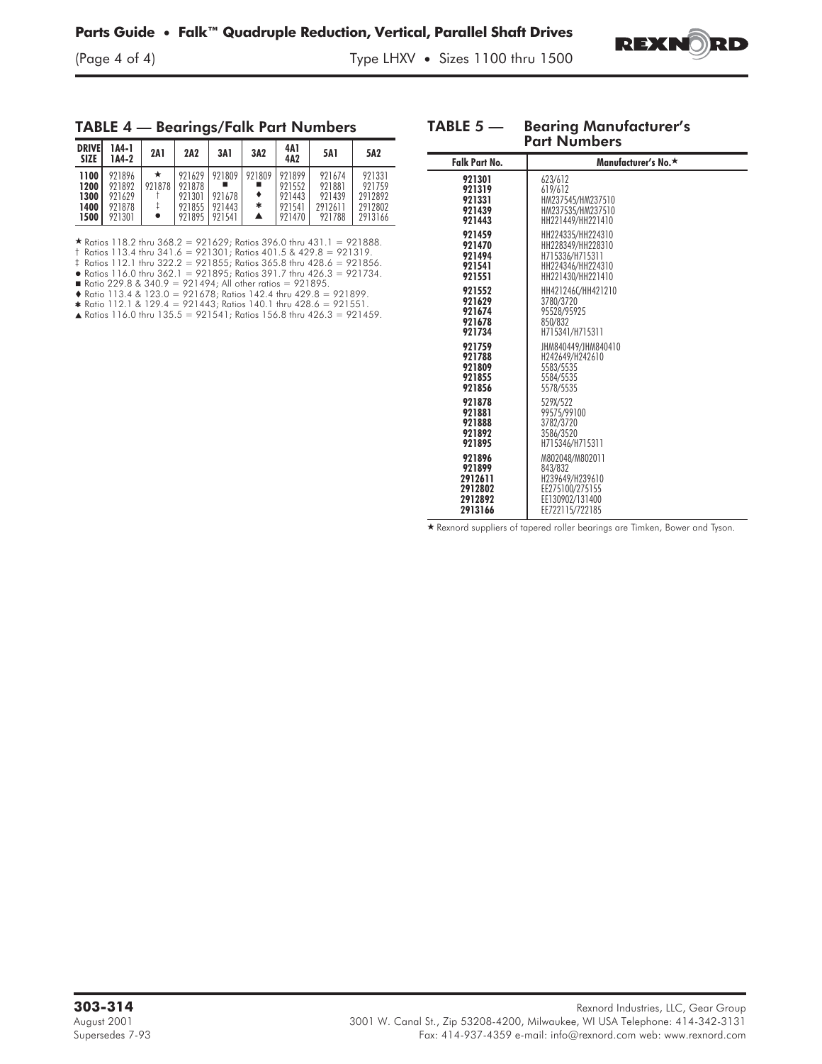## TABLE 4 — Bearings/Falk Part Numbers

| DRIVE SIZE | 1A4-1 1A4-2 | 2A1 | 2A2 | 3A1 | 3A2 | 4A1 4A2 | 5A1 | 5A2 |
|---|---|---|---|---|---|---|---|---|
| 1100 | 921896 | ★ | 921629 | 921809 | 921809 | 921899 | 921674 | 921331 |
| 1200 | 921892 | 921878 | 921878 | ■ | ■ | 921552 | 921881 | 921759 |
| 1300 | 921629 | † | 921301 | 921678 | ♦ | 921443 | 921439 | 2912892 |
| 1400 | 921878 | ‡ | 921855 | 921443 | ✱ | 921541 | 2912611 | 2912802 |
| 1500 | 921301 | ● | 921895 | 921541 | ▲ | 921470 | 921788 | 2913166 |

★ Ratios 118.2 thru 368.2 = 921629; Ratios 396.0 thru 431.1 = 921888.
† Ratios 113.4 thru 341.6 = 921301; Ratios 401.5 & 429.8 = 921319.
‡ Ratios 112.1 thru 322.2 = 921855; Ratios 365.8 thru 428.6 = 921856.
● Ratios 116.0 thru 362.1 = 921895; Ratios 391.7 thru 426.3 = 921734.
■ Ratio 229.8 & 340.9 = 921494; All other ratios = 921895.
♦ Ratio 113.4 & 123.0 = 921678; Ratios 142.4 thru 429.8 = 921899.
✱ Ratio 112.1 & 129.4 = 921443; Ratios 140.1 thru 428.6 = 921551.
▲ Ratios 116.0 thru 135.5 = 921541; Ratios 156.8 thru 426.3 = 921459.

## TABLE 5 — Bearing Manufacturer's Part Numbers

| Falk Part No. | Manufacturer's No.★ |
|---|---|
| 921301 | 623/612 |
| 921319 | 619/612 |
| 921331 | HM237545/HM237510 |
| 921439 | HM237535/HM237510 |
| 921443 | HH221449/HH221410 |
| 921459 | HH224335/HH224310 |
| 921470 | HH228349/HH228310 |
| 921494 | H715336/H715311 |
| 921541 | HH224346/HH224310 |
| 921551 | HH221430/HH221410 |
| 921552 | HH421246C/HH421210 |
| 921629 | 3780/3720 |
| 921674 | 95528/95925 |
| 921678 | 850/832 |
| 921734 | H715341/H715311 |
| 921759 | JHM840449/JHM840410 |
| 921788 | H242649/H242610 |
| 921809 | 5583/5535 |
| 921855 | 5584/5535 |
| 921856 | 5578/5535 |
| 921878 | 529X/522 |
| 921881 | 99575/99100 |
| 921888 | 3782/3720 |
| 921892 | 3586/3520 |
| 921895 | H715346/H715311 |
| 921896 | M802048/M802011 |
| 921899 | 843/832 |
| 2912611 | H239649/H239610 |
| 2912802 | EE275100/275155 |
| 2912892 | EE130902/131400 |
| 2913166 | EE722115/722185 |

★ Rexnord suppliers of tapered roller bearings are Timken, Bower and Tyson.

**303-314**
August 2001
Supersedes 7-93

Rexnord Industries, LLC, Gear Group
3001 W. Canal St., Zip 53208-4200, Milwaukee, WI USA Telephone: 414-342-3131
Fax: 414-937-4359 e-mail: info@rexnord.com web: www.rexnord.com